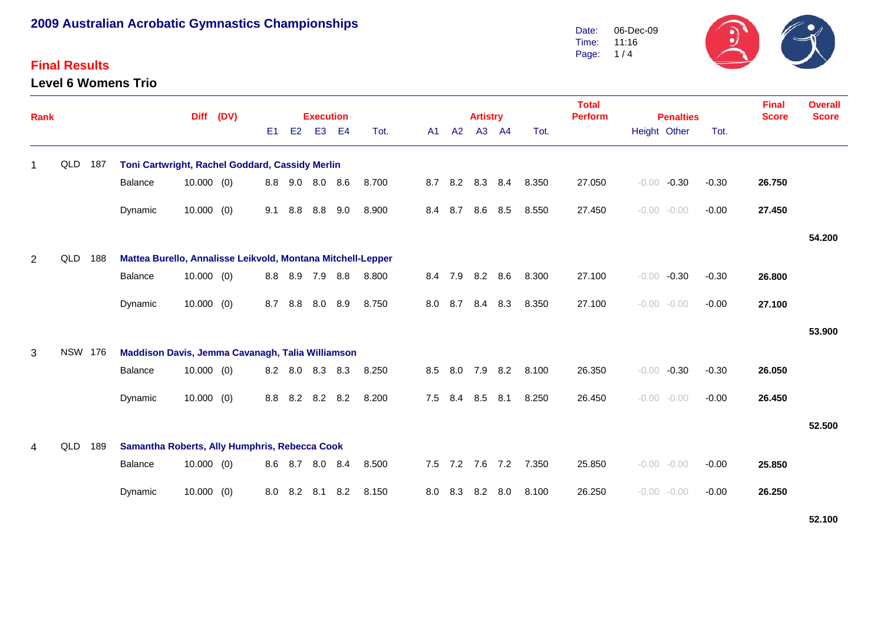# 2009 Australian Acrobatic Gymnastics Championships

Date: 06-Dec-09
Time: 11:16

## Final Results

### Level 6 Womens Trio

| Rank | | | | Diff | (DV) | Execution | | | | | Artistry | | | | | Total Perform | Penalties | | | Final Score | Overall Score |
|---|---|---|---|---|---|---|---|---|---|---|---|---|---|---|---|---|---|---|---|---|---|
| | | | | | | E1 | E2 | E3 | E4 | Tot. | A1 | A2 | A3 | A4 | Tot. | | Height | Other | Tot. | | |
| 1 | QLD | 187 | **Toni Cartwright, Rachel Goddard, Cassidy Merlin** | | | | | | | | | | | | | | | | | | |
| | | | Balance | 10.000 | (0) | 8.8 | 9.0 | 8.0 | 8.6 | 8.700 | 8.7 | 8.2 | 8.3 | 8.4 | 8.350 | 27.050 | -0.00 | -0.30 | -0.30 | **26.750** | |
| | | | Dynamic | 10.000 | (0) | 9.1 | 8.8 | 8.8 | 9.0 | 8.900 | 8.4 | 8.7 | 8.6 | 8.5 | 8.550 | 27.450 | -0.00 | -0.00 | -0.00 | **27.450** | |
| | | | | | | | | | | | | | | | | | | | | | **54.200** |
| 2 | QLD | 188 | **Mattea Burello, Annalisse Leikvold, Montana Mitchell-Lepper** | | | | | | | | | | | | | | | | | | |
| | | | Balance | 10.000 | (0) | 8.8 | 8.9 | 7.9 | 8.8 | 8.800 | 8.4 | 7.9 | 8.2 | 8.6 | 8.300 | 27.100 | -0.00 | -0.30 | -0.30 | **26.800** | |
| | | | Dynamic | 10.000 | (0) | 8.7 | 8.8 | 8.0 | 8.9 | 8.750 | 8.0 | 8.7 | 8.4 | 8.3 | 8.350 | 27.100 | -0.00 | -0.00 | -0.00 | **27.100** | |
| | | | | | | | | | | | | | | | | | | | | | **53.900** |
| 3 | NSW | 176 | **Maddison Davis, Jemma Cavanagh, Talia Williamson** | | | | | | | | | | | | | | | | | | |
| | | | Balance | 10.000 | (0) | 8.2 | 8.0 | 8.3 | 8.3 | 8.250 | 8.5 | 8.0 | 7.9 | 8.2 | 8.100 | 26.350 | -0.00 | -0.30 | -0.30 | **26.050** | |
| | | | Dynamic | 10.000 | (0) | 8.8 | 8.2 | 8.2 | 8.2 | 8.200 | 7.5 | 8.4 | 8.5 | 8.1 | 8.250 | 26.450 | -0.00 | -0.00 | -0.00 | **26.450** | |
| | | | | | | | | | | | | | | | | | | | | | **52.500** |
| 4 | QLD | 189 | **Samantha Roberts, Ally Humphris, Rebecca Cook** | | | | | | | | | | | | | | | | | | |
| | | | Balance | 10.000 | (0) | 8.6 | 8.7 | 8.0 | 8.4 | 8.500 | 7.5 | 7.2 | 7.6 | 7.2 | 7.350 | 25.850 | -0.00 | -0.00 | -0.00 | **25.850** | |
| | | | Dynamic | 10.000 | (0) | 8.0 | 8.2 | 8.1 | 8.2 | 8.150 | 8.0 | 8.3 | 8.2 | 8.0 | 8.100 | 26.250 | -0.00 | -0.00 | -0.00 | **26.250** | |
| | | | | | | | | | | | | | | | | | | | | | **52.100** |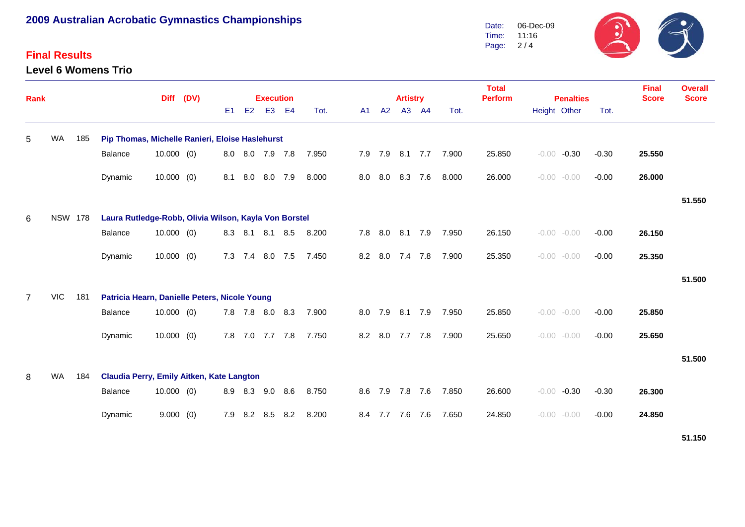# 2009 Australian Acrobatic Gymnastics Championships

## Final Results

### Level 6 Womens Trio

Date: 06-Dec-09
Time: 11:16

| Rank | | | | Diff | (DV) | Execution E1 | E2 | E3 | E4 | Tot. | Artistry A1 | A2 | A3 | A4 | Tot. | Total Perform | Penalties Height | Other | Tot. | Final Score | Overall Score |
|---|---|---|---|---|---|---|---|---|---|---|---|---|---|---|---|---|---|---|---|---|---|
| 5 | WA | 185 | **Pip Thomas, Michelle Ranieri, Eloise Haslehurst** | | | | | | | | | | | | | | | | | | |
| | | | Balance | 10.000 | (0) | 8.0 | 8.0 | 7.9 | 7.8 | 7.950 | 7.9 | 7.9 | 8.1 | 7.7 | 7.900 | 25.850 | -0.00 | -0.30 | -0.30 | **25.550** | |
| | | | Dynamic | 10.000 | (0) | 8.1 | 8.0 | 8.0 | 7.9 | 8.000 | 8.0 | 8.0 | 8.3 | 7.6 | 8.000 | 26.000 | -0.00 | -0.00 | -0.00 | **26.000** | |
| | | | | | | | | | | | | | | | | | | | | | **51.550** |
| 6 | NSW | 178 | **Laura Rutledge-Robb, Olivia Wilson, Kayla Von Borstel** | | | | | | | | | | | | | | | | | | |
| | | | Balance | 10.000 | (0) | 8.3 | 8.1 | 8.1 | 8.5 | 8.200 | 7.8 | 8.0 | 8.1 | 7.9 | 7.950 | 26.150 | -0.00 | -0.00 | -0.00 | **26.150** | |
| | | | Dynamic | 10.000 | (0) | 7.3 | 7.4 | 8.0 | 7.5 | 7.450 | 8.2 | 8.0 | 7.4 | 7.8 | 7.900 | 25.350 | -0.00 | -0.00 | -0.00 | **25.350** | |
| | | | | | | | | | | | | | | | | | | | | | **51.500** |
| 7 | VIC | 181 | **Patricia Hearn, Danielle Peters, Nicole Young** | | | | | | | | | | | | | | | | | | |
| | | | Balance | 10.000 | (0) | 7.8 | 7.8 | 8.0 | 8.3 | 7.900 | 8.0 | 7.9 | 8.1 | 7.9 | 7.950 | 25.850 | -0.00 | -0.00 | -0.00 | **25.850** | |
| | | | Dynamic | 10.000 | (0) | 7.8 | 7.0 | 7.7 | 7.8 | 7.750 | 8.2 | 8.0 | 7.7 | 7.8 | 7.900 | 25.650 | -0.00 | -0.00 | -0.00 | **25.650** | |
| | | | | | | | | | | | | | | | | | | | | | **51.500** |
| 8 | WA | 184 | **Claudia Perry, Emily Aitken, Kate Langton** | | | | | | | | | | | | | | | | | | |
| | | | Balance | 10.000 | (0) | 8.9 | 8.3 | 9.0 | 8.6 | 8.750 | 8.6 | 7.9 | 7.8 | 7.6 | 7.850 | 26.600 | -0.00 | -0.30 | -0.30 | **26.300** | |
| | | | Dynamic | 9.000 | (0) | 7.9 | 8.2 | 8.5 | 8.2 | 8.200 | 8.4 | 7.7 | 7.6 | 7.6 | 7.650 | 24.850 | -0.00 | -0.00 | -0.00 | **24.850** | |
| | | | | | | | | | | | | | | | | | | | | | **51.150** |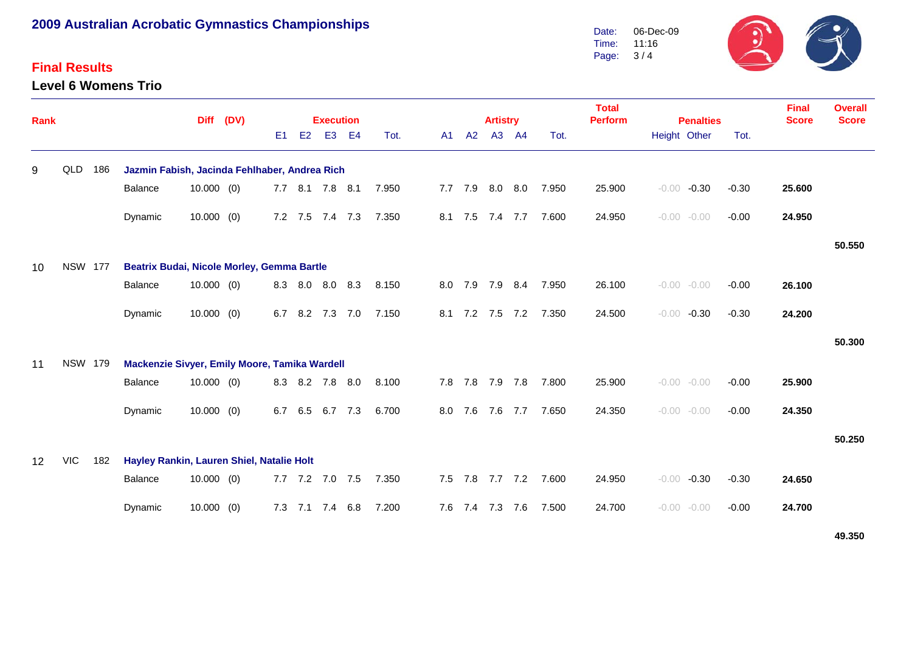# 2009 Australian Acrobatic Gymnastics Championships

Date: 06-Dec-09
Time: 11:16

## Final Results

### Level 6 Womens Trio

| Rank | | | | Diff | (DV) | Execution E1 | E2 | E3 | E4 | Tot. | Artistry A1 | A2 | A3 | A4 | Tot. | Total Perform | Penalties Height | Other | Tot. | Final Score | Overall Score |
|---|---|---|---|---|---|---|---|---|---|---|---|---|---|---|---|---|---|---|---|---|---|
| 9 | QLD | 186 | **Jazmin Fabish, Jacinda Fehlhaber, Andrea Rich** | | | | | | | | | | | | | | | | | | |
| | | | Balance | 10.000 | (0) | 7.7 | 8.1 | 7.8 | 8.1 | 7.950 | 7.7 | 7.9 | 8.0 | 8.0 | 7.950 | 25.900 | -0.00 | -0.30 | -0.30 | **25.600** | |
| | | | Dynamic | 10.000 | (0) | 7.2 | 7.5 | 7.4 | 7.3 | 7.350 | 8.1 | 7.5 | 7.4 | 7.7 | 7.600 | 24.950 | -0.00 | -0.00 | -0.00 | **24.950** | |
| | | | | | | | | | | | | | | | | | | | | | **50.550** |
| 10 | NSW | 177 | **Beatrix Budai, Nicole Morley, Gemma Bartle** | | | | | | | | | | | | | | | | | | |
| | | | Balance | 10.000 | (0) | 8.3 | 8.0 | 8.0 | 8.3 | 8.150 | 8.0 | 7.9 | 7.9 | 8.4 | 7.950 | 26.100 | -0.00 | -0.00 | -0.00 | **26.100** | |
| | | | Dynamic | 10.000 | (0) | 6.7 | 8.2 | 7.3 | 7.0 | 7.150 | 8.1 | 7.2 | 7.5 | 7.2 | 7.350 | 24.500 | -0.00 | -0.30 | -0.30 | **24.200** | |
| | | | | | | | | | | | | | | | | | | | | | **50.300** |
| 11 | NSW | 179 | **Mackenzie Sivyer, Emily Moore, Tamika Wardell** | | | | | | | | | | | | | | | | | | |
| | | | Balance | 10.000 | (0) | 8.3 | 8.2 | 7.8 | 8.0 | 8.100 | 7.8 | 7.8 | 7.9 | 7.8 | 7.800 | 25.900 | -0.00 | -0.00 | -0.00 | **25.900** | |
| | | | Dynamic | 10.000 | (0) | 6.7 | 6.5 | 6.7 | 7.3 | 6.700 | 8.0 | 7.6 | 7.6 | 7.7 | 7.650 | 24.350 | -0.00 | -0.00 | -0.00 | **24.350** | |
| | | | | | | | | | | | | | | | | | | | | | **50.250** |
| 12 | VIC | 182 | **Hayley Rankin, Lauren Shiel, Natalie Holt** | | | | | | | | | | | | | | | | | | |
| | | | Balance | 10.000 | (0) | 7.7 | 7.2 | 7.0 | 7.5 | 7.350 | 7.5 | 7.8 | 7.7 | 7.2 | 7.600 | 24.950 | -0.00 | -0.30 | -0.30 | **24.650** | |
| | | | Dynamic | 10.000 | (0) | 7.3 | 7.1 | 7.4 | 6.8 | 7.200 | 7.6 | 7.4 | 7.3 | 7.6 | 7.500 | 24.700 | -0.00 | -0.00 | -0.00 | **24.700** | |
| | | | | | | | | | | | | | | | | | | | | | **49.350** |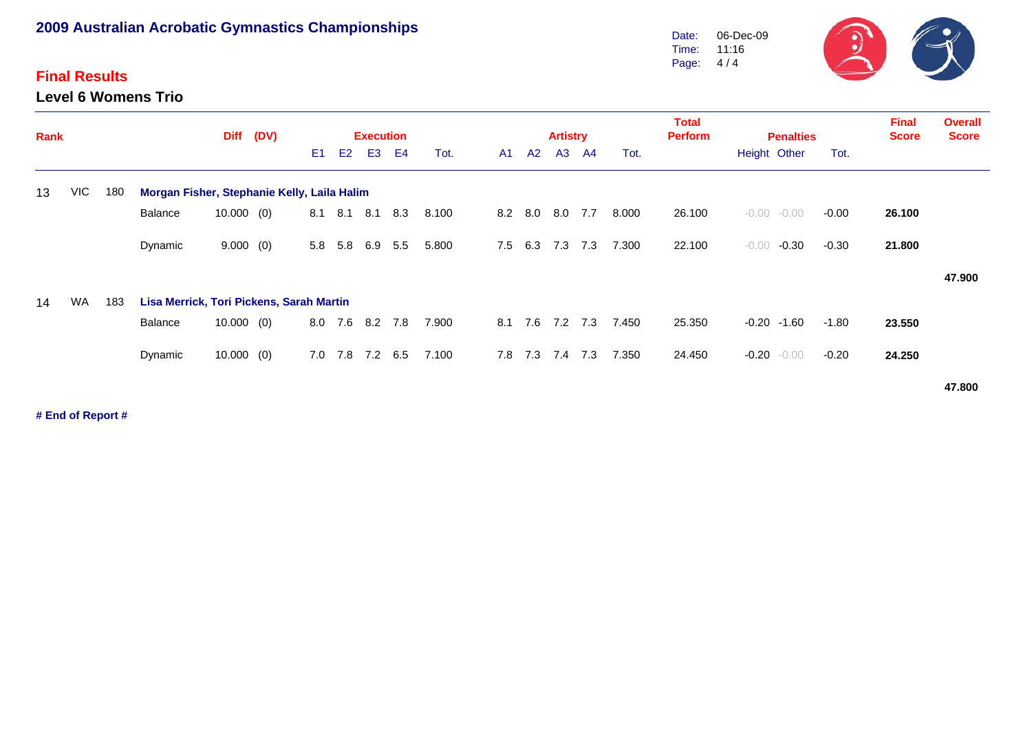# 2009 Australian Acrobatic Gymnastics Championships

Date: 06-Dec-09
Time: 11:16

## Final Results

### Level 6 Womens Trio

| Rank | | | | Diff | (DV) | Execution E1 | E2 | E3 | E4 | Tot. | Artistry A1 | A2 | A3 | A4 | Tot. | Total Perform | Penalties Height | Other | Tot. | Final Score | Overall Score |
|---|---|---|---|---|---|---|---|---|---|---|---|---|---|---|---|---|---|---|---|---|---|
| 13 | VIC | 180 | **Morgan Fisher, Stephanie Kelly, Laila Halim** | | | | | | | | | | | | | | | | | | |
| | | | Balance | 10.000 | (0) | 8.1 | 8.1 | 8.1 | 8.3 | 8.100 | 8.2 | 8.0 | 8.0 | 7.7 | 8.000 | 26.100 | -0.00 | -0.00 | -0.00 | **26.100** | |
| | | | Dynamic | 9.000 | (0) | 5.8 | 5.8 | 6.9 | 5.5 | 5.800 | 7.5 | 6.3 | 7.3 | 7.3 | 7.300 | 22.100 | -0.00 | -0.30 | -0.30 | **21.800** | |
| | | | | | | | | | | | | | | | | | | | | | **47.900** |
| 14 | WA | 183 | **Lisa Merrick, Tori Pickens, Sarah Martin** | | | | | | | | | | | | | | | | | | |
| | | | Balance | 10.000 | (0) | 8.0 | 7.6 | 8.2 | 7.8 | 7.900 | 8.1 | 7.6 | 7.2 | 7.3 | 7.450 | 25.350 | -0.20 | -1.60 | -1.80 | **23.550** | |
| | | | Dynamic | 10.000 | (0) | 7.0 | 7.8 | 7.2 | 6.5 | 7.100 | 7.8 | 7.3 | 7.4 | 7.3 | 7.350 | 24.450 | -0.20 | -0.00 | -0.20 | **24.250** | |
| | | | | | | | | | | | | | | | | | | | | | **47.800** |

**# End of Report #**